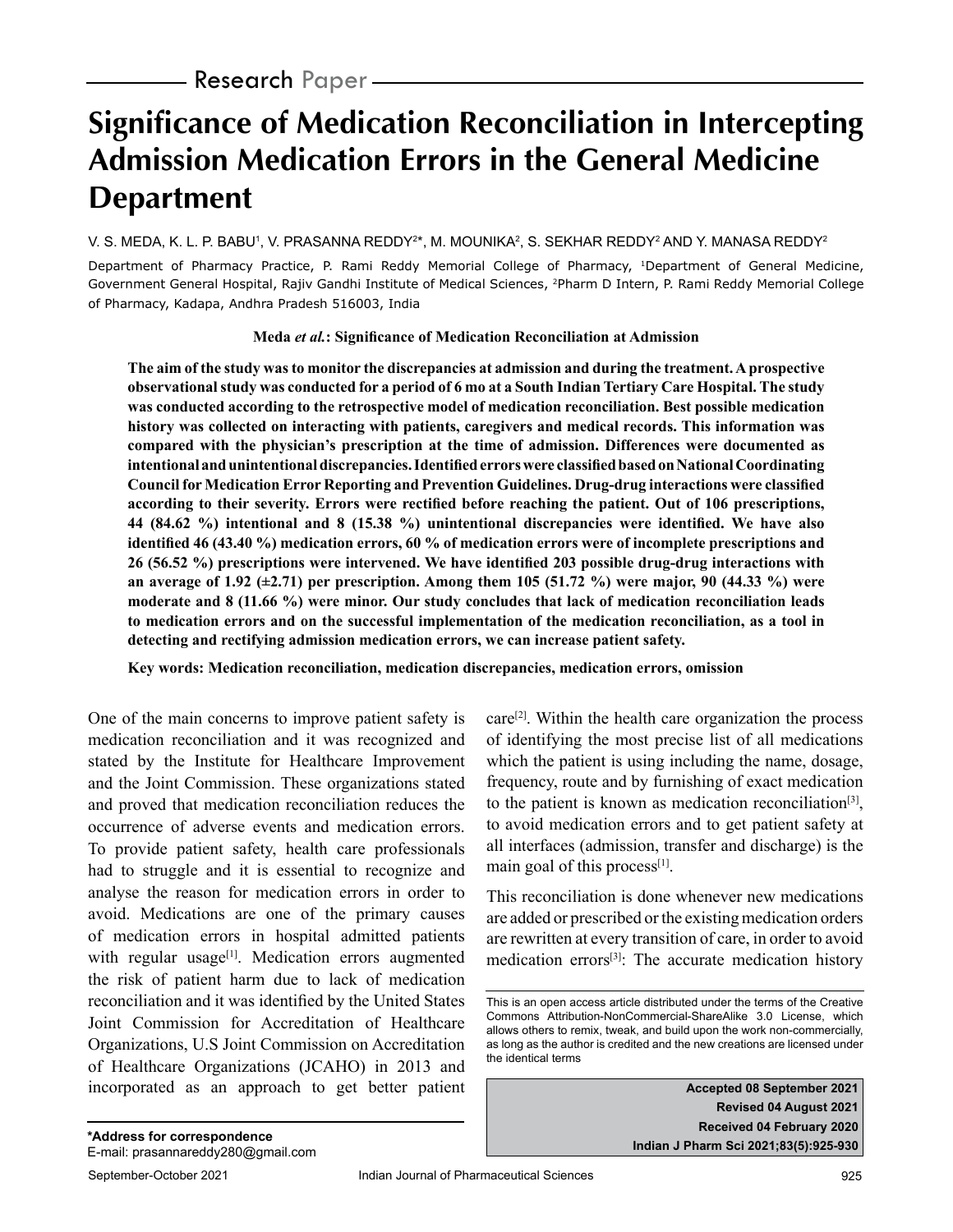Research Paper

# Significance of Medication Reconciliation in Intercepting Admission Medication Errors in the General Medicine Department

V. S. MEDA, K. L. P. BABU[1], V. PRASANNA REDDY[2]*, M. MOUNIKA[2], S. SEKHAR REDDY[2] AND Y. MANASA REDDY[2]

Department of Pharmacy Practice, P. Rami Reddy Memorial College of Pharmacy, [1]Department of General Medicine, Government General Hospital, Rajiv Gandhi Institute of Medical Sciences, [2]Pharm D Intern, P. Rami Reddy Memorial College of Pharmacy, Kadapa, Andhra Pradesh 516003, India

**Meda *et al.*: Significance of Medication Reconciliation at Admission**

**The aim of the study was to monitor the discrepancies at admission and during the treatment. A prospective observational study was conducted for a period of 6 mo at a South Indian Tertiary Care Hospital. The study was conducted according to the retrospective model of medication reconciliation. Best possible medication history was collected on interacting with patients, caregivers and medical records. This information was compared with the physician's prescription at the time of admission. Differences were documented as intentional and unintentional discrepancies. Identified errors were classified based on National Coordinating Council for Medication Error Reporting and Prevention Guidelines. Drug-drug interactions were classified according to their severity. Errors were rectified before reaching the patient. Out of 106 prescriptions, 44 (84.62 %) intentional and 8 (15.38 %) unintentional discrepancies were identified. We have also identified 46 (43.40 %) medication errors, 60 % of medication errors were of incomplete prescriptions and 26 (56.52 %) prescriptions were intervened. We have identified 203 possible drug-drug interactions with an average of 1.92 (±2.71) per prescription. Among them 105 (51.72 %) were major, 90 (44.33 %) were moderate and 8 (11.66 %) were minor. Our study concludes that lack of medication reconciliation leads to medication errors and on the successful implementation of the medication reconciliation, as a tool in detecting and rectifying admission medication errors, we can increase patient safety.**

**Key words: Medication reconciliation, medication discrepancies, medication errors, omission**

One of the main concerns to improve patient safety is medication reconciliation and it was recognized and stated by the Institute for Healthcare Improvement and the Joint Commission. These organizations stated and proved that medication reconciliation reduces the occurrence of adverse events and medication errors. To provide patient safety, health care professionals had to struggle and it is essential to recognize and analyse the reason for medication errors in order to avoid. Medications are one of the primary causes of medication errors in hospital admitted patients with regular usage[1]. Medication errors augmented the risk of patient harm due to lack of medication reconciliation and it was identified by the United States Joint Commission for Accreditation of Healthcare Organizations, U.S Joint Commission on Accreditation of Healthcare Organizations (JCAHO) in 2013 and incorporated as an approach to get better patient care[2]. Within the health care organization the process of identifying the most precise list of all medications which the patient is using including the name, dosage, frequency, route and by furnishing of exact medication to the patient is known as medication reconciliation[3], to avoid medication errors and to get patient safety at all interfaces (admission, transfer and discharge) is the main goal of this process[1].

This reconciliation is done whenever new medications are added or prescribed or the existing medication orders are rewritten at every transition of care, in order to avoid medication errors[3]: The accurate medication history

This is an open access article distributed under the terms of the Creative Commons Attribution-NonCommercial-ShareAlike 3.0 License, which allows others to remix, tweak, and build upon the work non-commercially, as long as the author is credited and the new creations are licensed under the identical terms

Accepted 08 September 2021
Revised 04 August 2021
Received 04 February 2020

*Address for correspondence
E-mail: prasannareddy280@gmail.com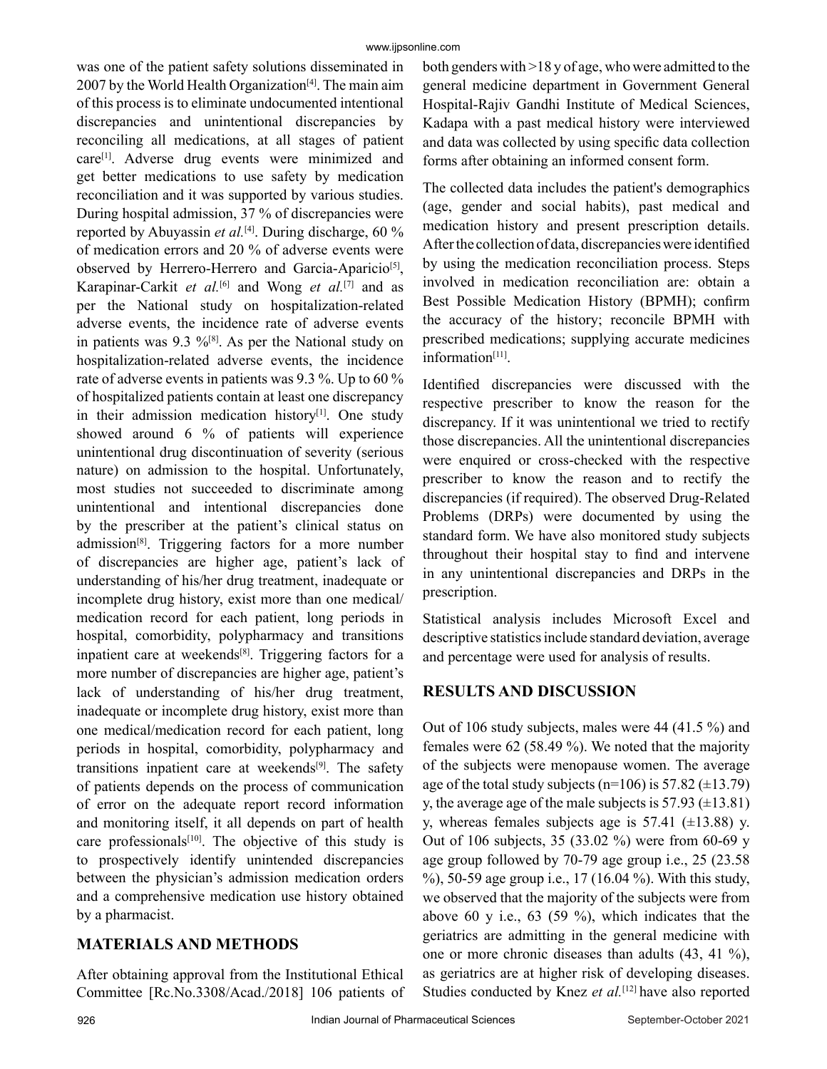was one of the patient safety solutions disseminated in 2007 by the World Health Organization[4]. The main aim of this process is to eliminate undocumented intentional discrepancies and unintentional discrepancies by reconciling all medications, at all stages of patient care[1]. Adverse drug events were minimized and get better medications to use safety by medication reconciliation and it was supported by various studies. During hospital admission, 37 % of discrepancies were reported by Abuyassin *et al.*[4]. During discharge, 60 % of medication errors and 20 % of adverse events were observed by Herrero-Herrero and Garcia-Aparicio[5], Karapinar-Carkit *et al.*[6] and Wong *et al.*[7] and as per the National study on hospitalization-related adverse events, the incidence rate of adverse events in patients was 9.3 %[8]. As per the National study on hospitalization-related adverse events, the incidence rate of adverse events in patients was 9.3 %. Up to 60 % of hospitalized patients contain at least one discrepancy in their admission medication history[1]. One study showed around 6 % of patients will experience unintentional drug discontinuation of severity (serious nature) on admission to the hospital. Unfortunately, most studies not succeeded to discriminate among unintentional and intentional discrepancies done by the prescriber at the patient's clinical status on admission[8]. Triggering factors for a more number of discrepancies are higher age, patient's lack of understanding of his/her drug treatment, inadequate or incomplete drug history, exist more than one medical/medication record for each patient, long periods in hospital, comorbidity, polypharmacy and transitions inpatient care at weekends[8]. Triggering factors for a more number of discrepancies are higher age, patient's lack of understanding of his/her drug treatment, inadequate or incomplete drug history, exist more than one medical/medication record for each patient, long periods in hospital, comorbidity, polypharmacy and transitions inpatient care at weekends[9]. The safety of patients depends on the process of communication of error on the adequate report record information and monitoring itself, it all depends on part of health care professionals[10]. The objective of this study is to prospectively identify unintended discrepancies between the physician's admission medication orders and a comprehensive medication use history obtained by a pharmacist.

## MATERIALS AND METHODS

After obtaining approval from the Institutional Ethical Committee [Rc.No.3308/Acad./2018] 106 patients of both genders with >18 y of age, who were admitted to the general medicine department in Government General Hospital-Rajiv Gandhi Institute of Medical Sciences, Kadapa with a past medical history were interviewed and data was collected by using specific data collection forms after obtaining an informed consent form.

The collected data includes the patient's demographics (age, gender and social habits), past medical and medication history and present prescription details. After the collection of data, discrepancies were identified by using the medication reconciliation process. Steps involved in medication reconciliation are: obtain a Best Possible Medication History (BPMH); confirm the accuracy of the history; reconcile BPMH with prescribed medications; supplying accurate medicines information[11].

Identified discrepancies were discussed with the respective prescriber to know the reason for the discrepancy. If it was unintentional we tried to rectify those discrepancies. All the unintentional discrepancies were enquired or cross-checked with the respective prescriber to know the reason and to rectify the discrepancies (if required). The observed Drug-Related Problems (DRPs) were documented by using the standard form. We have also monitored study subjects throughout their hospital stay to find and intervene in any unintentional discrepancies and DRPs in the prescription.

Statistical analysis includes Microsoft Excel and descriptive statistics include standard deviation, average and percentage were used for analysis of results.

## RESULTS AND DISCUSSION

Out of 106 study subjects, males were 44 (41.5 %) and females were 62 (58.49 %). We noted that the majority of the subjects were menopause women. The average age of the total study subjects (n=106) is 57.82 (±13.79) y, the average age of the male subjects is 57.93 (±13.81) y, whereas females subjects age is 57.41 (±13.88) y. Out of 106 subjects, 35 (33.02 %) were from 60-69 y age group followed by 70-79 age group i.e., 25 (23.58 %), 50-59 age group i.e., 17 (16.04 %). With this study, we observed that the majority of the subjects were from above 60 y i.e., 63 (59 %), which indicates that the geriatrics are admitting in the general medicine with one or more chronic diseases than adults (43, 41 %), as geriatrics are at higher risk of developing diseases. Studies conducted by Knez *et al.*[12] have also reported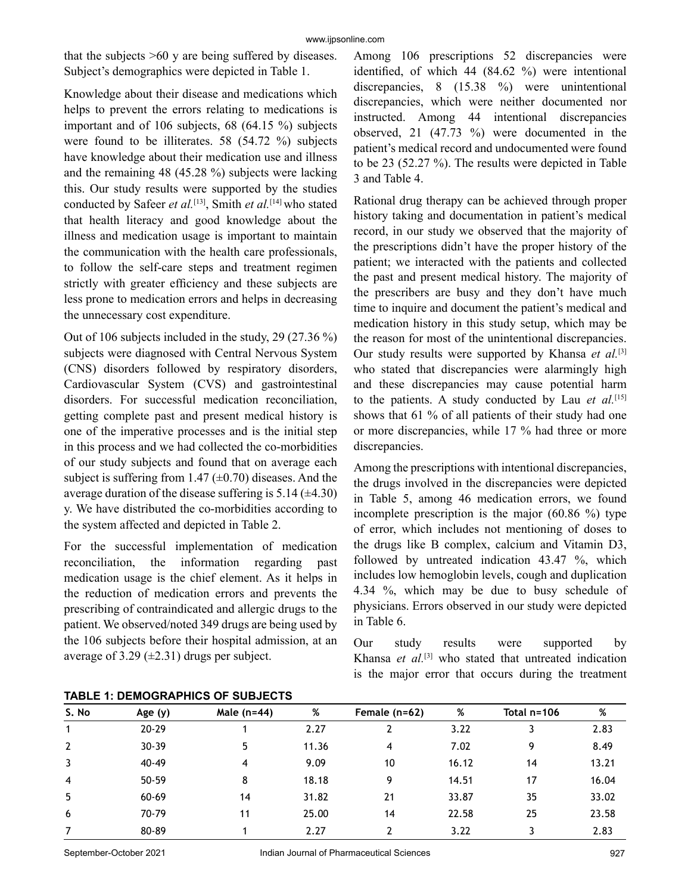that the subjects >60 y are being suffered by diseases. Subject's demographics were depicted in Table 1.

Knowledge about their disease and medications which helps to prevent the errors relating to medications is important and of 106 subjects, 68 (64.15 %) subjects were found to be illiterates. 58 (54.72 %) subjects have knowledge about their medication use and illness and the remaining 48 (45.28 %) subjects were lacking this. Our study results were supported by the studies conducted by Safeer *et al.*[13], Smith *et al.*[14] who stated that health literacy and good knowledge about the illness and medication usage is important to maintain the communication with the health care professionals, to follow the self-care steps and treatment regimen strictly with greater efficiency and these subjects are less prone to medication errors and helps in decreasing the unnecessary cost expenditure.

Out of 106 subjects included in the study, 29 (27.36 %) subjects were diagnosed with Central Nervous System (CNS) disorders followed by respiratory disorders, Cardiovascular System (CVS) and gastrointestinal disorders. For successful medication reconciliation, getting complete past and present medical history is one of the imperative processes and is the initial step in this process and we had collected the co-morbidities of our study subjects and found that on average each subject is suffering from 1.47 (±0.70) diseases. And the average duration of the disease suffering is 5.14 (±4.30) y. We have distributed the co-morbidities according to the system affected and depicted in Table 2.

For the successful implementation of medication reconciliation, the information regarding past medication usage is the chief element. As it helps in the reduction of medication errors and prevents the prescribing of contraindicated and allergic drugs to the patient. We observed/noted 349 drugs are being used by the 106 subjects before their hospital admission, at an average of 3.29 (±2.31) drugs per subject.

Among 106 prescriptions 52 discrepancies were identified, of which 44 (84.62 %) were intentional discrepancies, 8 (15.38 %) were unintentional discrepancies, which were neither documented nor instructed. Among 44 intentional discrepancies observed, 21 (47.73 %) were documented in the patient's medical record and undocumented were found to be 23 (52.27 %). The results were depicted in Table 3 and Table 4.

Rational drug therapy can be achieved through proper history taking and documentation in patient's medical record, in our study we observed that the majority of the prescriptions didn't have the proper history of the patient; we interacted with the patients and collected the past and present medical history. The majority of the prescribers are busy and they don't have much time to inquire and document the patient's medical and medication history in this study setup, which may be the reason for most of the unintentional discrepancies. Our study results were supported by Khansa *et al.*[3] who stated that discrepancies were alarmingly high and these discrepancies may cause potential harm to the patients. A study conducted by Lau *et al.*[15] shows that 61 % of all patients of their study had one or more discrepancies, while 17 % had three or more discrepancies.

Among the prescriptions with intentional discrepancies, the drugs involved in the discrepancies were depicted in Table 5, among 46 medication errors, we found incomplete prescription is the major (60.86 %) type of error, which includes not mentioning of doses to the drugs like B complex, calcium and Vitamin D3, followed by untreated indication 43.47 %, which includes low hemoglobin levels, cough and duplication 4.34 %, which may be due to busy schedule of physicians. Errors observed in our study were depicted in Table 6.

Our study results were supported by Khansa *et al.*[3] who stated that untreated indication is the major error that occurs during the treatment

**TABLE 1: DEMOGRAPHICS OF SUBJECTS**

| S. No | Age (y) | Male (n=44) | % | Female (n=62) | % | Total n=106 | % |
|---|---|---|---|---|---|---|---|
| 1 | 20-29 | 1 | 2.27 | 2 | 3.22 | 3 | 2.83 |
| 2 | 30-39 | 5 | 11.36 | 4 | 7.02 | 9 | 8.49 |
| 3 | 40-49 | 4 | 9.09 | 10 | 16.12 | 14 | 13.21 |
| 4 | 50-59 | 8 | 18.18 | 9 | 14.51 | 17 | 16.04 |
| 5 | 60-69 | 14 | 31.82 | 21 | 33.87 | 35 | 33.02 |
| 6 | 70-79 | 11 | 25.00 | 14 | 22.58 | 25 | 23.58 |
| 7 | 80-89 | 1 | 2.27 | 2 | 3.22 | 3 | 2.83 |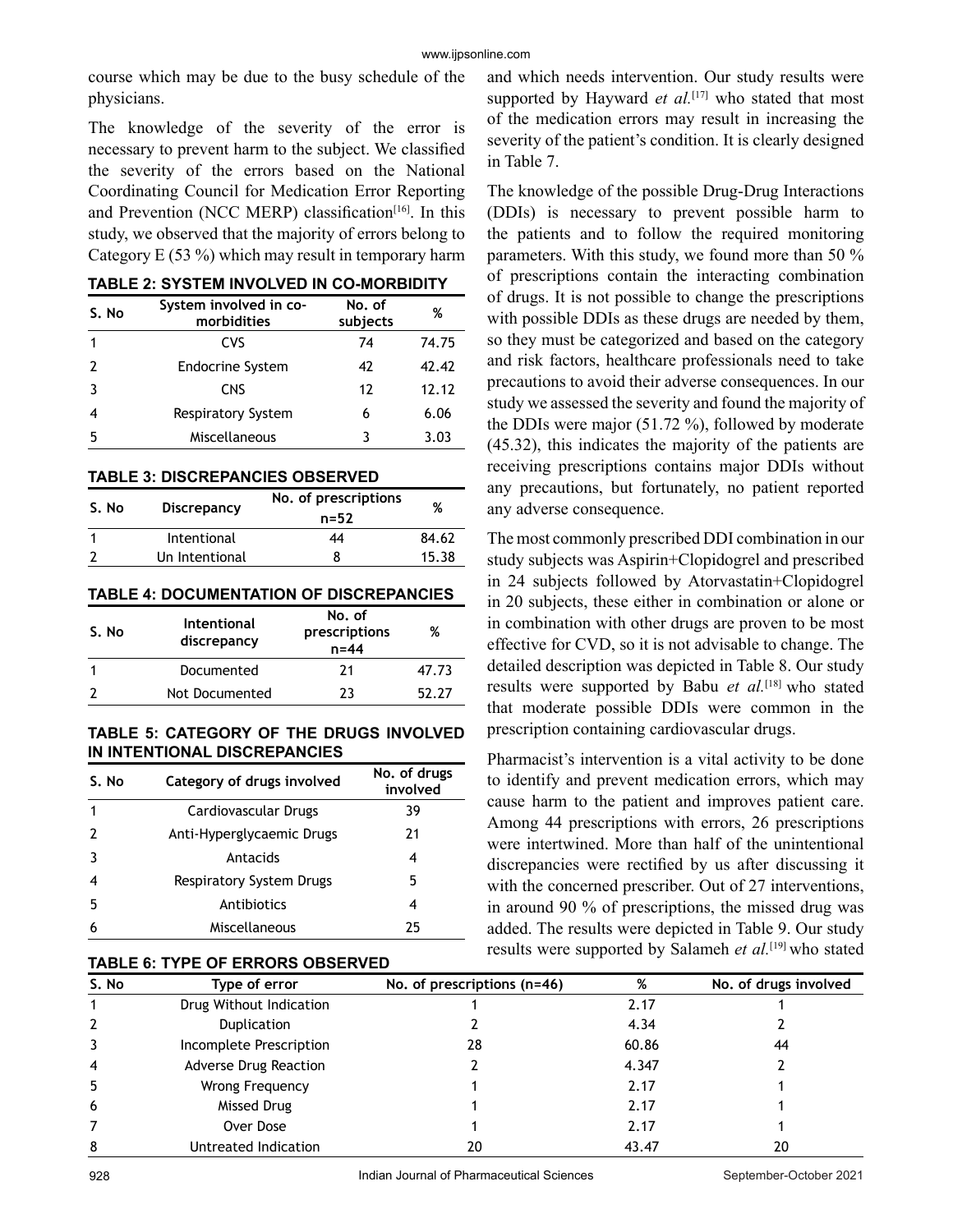course which may be due to the busy schedule of the physicians.

The knowledge of the severity of the error is necessary to prevent harm to the subject. We classified the severity of the errors based on the National Coordinating Council for Medication Error Reporting and Prevention (NCC MERP) classification[16]. In this study, we observed that the majority of errors belong to Category E (53 %) which may result in temporary harm and which needs intervention. Our study results were supported by Hayward *et al.*[17] who stated that most of the medication errors may result in increasing the severity of the patient's condition. It is clearly designed in Table 7.

**TABLE 2: SYSTEM INVOLVED IN CO-MORBIDITY**

| S. No | System involved in co-morbidities | No. of subjects | % |
|---|---|---|---|
| 1 | CVS | 74 | 74.75 |
| 2 | Endocrine System | 42 | 42.42 |
| 3 | CNS | 12 | 12.12 |
| 4 | Respiratory System | 6 | 6.06 |
| 5 | Miscellaneous | 3 | 3.03 |

**TABLE 3: DISCREPANCIES OBSERVED**

| S. No | Discrepancy | No. of prescriptions n=52 | % |
|---|---|---|---|
| 1 | Intentional | 44 | 84.62 |
| 2 | Un Intentional | 8 | 15.38 |

**TABLE 4: DOCUMENTATION OF DISCREPANCIES**

| S. No | Intentional discrepancy | No. of prescriptions n=44 | % |
|---|---|---|---|
| 1 | Documented | 21 | 47.73 |
| 2 | Not Documented | 23 | 52.27 |

**TABLE 5: CATEGORY OF THE DRUGS INVOLVED IN INTENTIONAL DISCREPANCIES**

| S. No | Category of drugs involved | No. of drugs involved |
|---|---|---|
| 1 | Cardiovascular Drugs | 39 |
| 2 | Anti-Hyperglycaemic Drugs | 21 |
| 3 | Antacids | 4 |
| 4 | Respiratory System Drugs | 5 |
| 5 | Antibiotics | 4 |
| 6 | Miscellaneous | 25 |

The knowledge of the possible Drug-Drug Interactions (DDIs) is necessary to prevent possible harm to the patients and to follow the required monitoring parameters. With this study, we found more than 50 % of prescriptions contain the interacting combination of drugs. It is not possible to change the prescriptions with possible DDIs as these drugs are needed by them, so they must be categorized and based on the category and risk factors, healthcare professionals need to take precautions to avoid their adverse consequences. In our study we assessed the severity and found the majority of the DDIs were major (51.72 %), followed by moderate (45.32), this indicates the majority of the patients are receiving prescriptions contains major DDIs without any precautions, but fortunately, no patient reported any adverse consequence.

The most commonly prescribed DDI combination in our study subjects was Aspirin+Clopidogrel and prescribed in 24 subjects followed by Atorvastatin+Clopidogrel in 20 subjects, these either in combination or alone or in combination with other drugs are proven to be most effective for CVD, so it is not advisable to change. The detailed description was depicted in Table 8. Our study results were supported by Babu *et al.*[18] who stated that moderate possible DDIs were common in the prescription containing cardiovascular drugs.

Pharmacist's intervention is a vital activity to be done to identify and prevent medication errors, which may cause harm to the patient and improves patient care. Among 44 prescriptions with errors, 26 prescriptions were intertwined. More than half of the unintentional discrepancies were rectified by us after discussing it with the concerned prescriber. Out of 27 interventions, in around 90 % of prescriptions, the missed drug was added. The results were depicted in Table 9. Our study results were supported by Salameh *et al.*[19] who stated

**TABLE 6: TYPE OF ERRORS OBSERVED**

| S. No | Type of error | No. of prescriptions (n=46) | % | No. of drugs involved |
|---|---|---|---|---|
| 1 | Drug Without Indication | 1 | 2.17 | 1 |
| 2 | Duplication | 2 | 4.34 | 2 |
| 3 | Incomplete Prescription | 28 | 60.86 | 44 |
| 4 | Adverse Drug Reaction | 2 | 4.347 | 2 |
| 5 | Wrong Frequency | 1 | 2.17 | 1 |
| 6 | Missed Drug | 1 | 2.17 | 1 |
| 7 | Over Dose | 1 | 2.17 | 1 |
| 8 | Untreated Indication | 20 | 43.47 | 20 |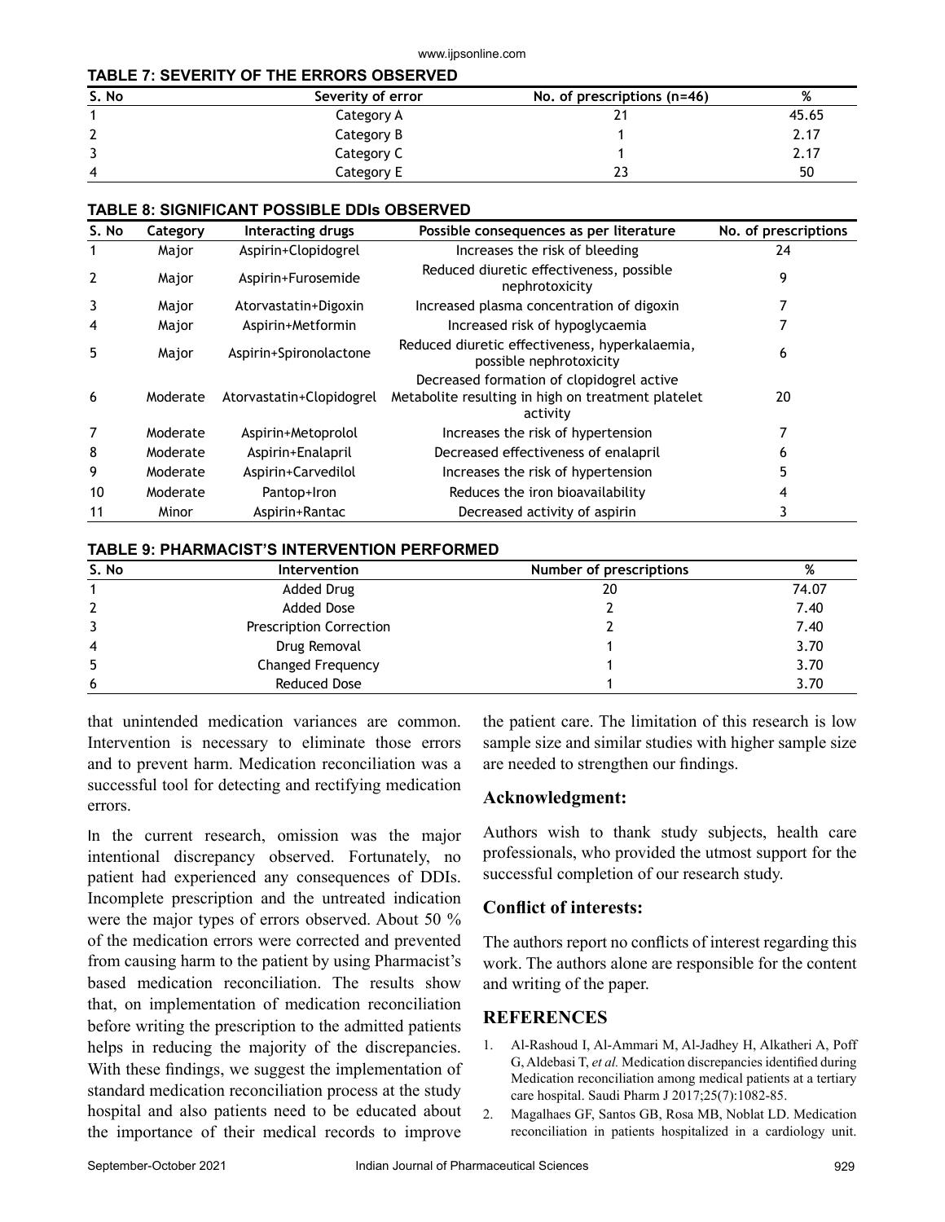**TABLE 7: SEVERITY OF THE ERRORS OBSERVED**

| S. No | Severity of error | No. of prescriptions (n=46) | % |
|---|---|---|---|
| 1 | Category A | 21 | 45.65 |
| 2 | Category B | 1 | 2.17 |
| 3 | Category C | 1 | 2.17 |
| 4 | Category E | 23 | 50 |

**TABLE 8: SIGNIFICANT POSSIBLE DDIs OBSERVED**

| S. No | Category | Interacting drugs | Possible consequences as per literature | No. of prescriptions |
|---|---|---|---|---|
| 1 | Major | Aspirin+Clopidogrel | Increases the risk of bleeding | 24 |
| 2 | Major | Aspirin+Furosemide | Reduced diuretic effectiveness, possible nephrotoxicity | 9 |
| 3 | Major | Atorvastatin+Digoxin | Increased plasma concentration of digoxin | 7 |
| 4 | Major | Aspirin+Metformin | Increased risk of hypoglycaemia | 7 |
| 5 | Major | Aspirin+Spironolactone | Reduced diuretic effectiveness, hyperkalaemia, possible nephrotoxicity | 6 |
| 6 | Moderate | Atorvastatin+Clopidogrel | Decreased formation of clopidogrel active Metabolite resulting in high on treatment platelet activity | 20 |
| 7 | Moderate | Aspirin+Metoprolol | Increases the risk of hypertension | 7 |
| 8 | Moderate | Aspirin+Enalapril | Decreased effectiveness of enalapril | 6 |
| 9 | Moderate | Aspirin+Carvedilol | Increases the risk of hypertension | 5 |
| 10 | Moderate | Pantop+Iron | Reduces the iron bioavailability | 4 |
| 11 | Minor | Aspirin+Rantac | Decreased activity of aspirin | 3 |

**TABLE 9: PHARMACIST'S INTERVENTION PERFORMED**

| S. No | Intervention | Number of prescriptions | % |
|---|---|---|---|
| 1 | Added Drug | 20 | 74.07 |
| 2 | Added Dose | 2 | 7.40 |
| 3 | Prescription Correction | 2 | 7.40 |
| 4 | Drug Removal | 1 | 3.70 |
| 5 | Changed Frequency | 1 | 3.70 |
| 6 | Reduced Dose | 1 | 3.70 |

that unintended medication variances are common. Intervention is necessary to eliminate those errors and to prevent harm. Medication reconciliation was a successful tool for detecting and rectifying medication errors.

In the current research, omission was the major intentional discrepancy observed. Fortunately, no patient had experienced any consequences of DDIs. Incomplete prescription and the untreated indication were the major types of errors observed. About 50 % of the medication errors were corrected and prevented from causing harm to the patient by using Pharmacist's based medication reconciliation. The results show that, on implementation of medication reconciliation before writing the prescription to the admitted patients helps in reducing the majority of the discrepancies. With these findings, we suggest the implementation of standard medication reconciliation process at the study hospital and also patients need to be educated about the importance of their medical records to improve the patient care. The limitation of this research is low sample size and similar studies with higher sample size are needed to strengthen our findings.

## Acknowledgment:

Authors wish to thank study subjects, health care professionals, who provided the utmost support for the successful completion of our research study.

## Conflict of interests:

The authors report no conflicts of interest regarding this work. The authors alone are responsible for the content and writing of the paper.

## REFERENCES

1. Al-Rashoud I, Al-Ammari M, Al-Jadhey H, Alkatheri A, Poff G, Aldebasi T, *et al.* Medication discrepancies identified during Medication reconciliation among medical patients at a tertiary care hospital. Saudi Pharm J 2017;25(7):1082-85.
2. Magalhaes GF, Santos GB, Rosa MB, Noblat LD. Medication reconciliation in patients hospitalized in a cardiology unit.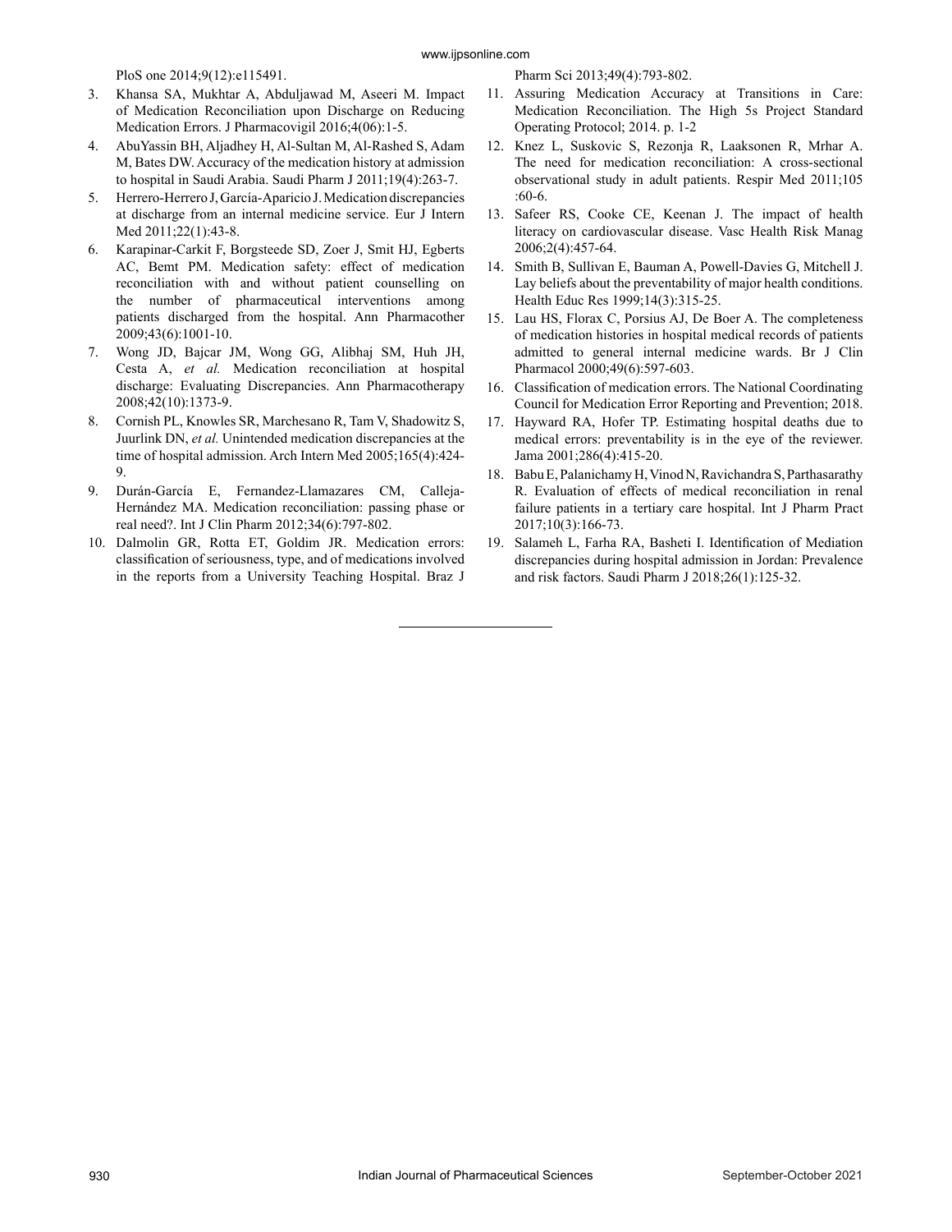PloS one 2014;9(12):e115491.

3. Khansa SA, Mukhtar A, Abduljawad M, Aseeri M. Impact of Medication Reconciliation upon Discharge on Reducing Medication Errors. J Pharmacovigil 2016;4(06):1-5.
4. AbuYassin BH, Aljadhey H, Al-Sultan M, Al-Rashed S, Adam M, Bates DW. Accuracy of the medication history at admission to hospital in Saudi Arabia. Saudi Pharm J 2011;19(4):263-7.
5. Herrero-Herrero J, García-Aparicio J. Medication discrepancies at discharge from an internal medicine service. Eur J Intern Med 2011;22(1):43-8.
6. Karapinar-Carkit F, Borgsteede SD, Zoer J, Smit HJ, Egberts AC, Bemt PM. Medication safety: effect of medication reconciliation with and without patient counselling on the number of pharmaceutical interventions among patients discharged from the hospital. Ann Pharmacother 2009;43(6):1001-10.
7. Wong JD, Bajcar JM, Wong GG, Alibhaj SM, Huh JH, Cesta A, *et al.* Medication reconciliation at hospital discharge: Evaluating Discrepancies. Ann Pharmacotherapy 2008;42(10):1373-9.
8. Cornish PL, Knowles SR, Marchesano R, Tam V, Shadowitz S, Juurlink DN, *et al.* Unintended medication discrepancies at the time of hospital admission. Arch Intern Med 2005;165(4):424-9.
9. Durán-García E, Fernandez-Llamazares CM, Calleja-Hernández MA. Medication reconciliation: passing phase or real need?. Int J Clin Pharm 2012;34(6):797-802.
10. Dalmolin GR, Rotta ET, Goldim JR. Medication errors: classification of seriousness, type, and of medications involved in the reports from a University Teaching Hospital. Braz J Pharm Sci 2013;49(4):793-802.
11. Assuring Medication Accuracy at Transitions in Care: Medication Reconciliation. The High 5s Project Standard Operating Protocol; 2014. p. 1-2
12. Knez L, Suskovic S, Rezonja R, Laaksonen R, Mrhar A. The need for medication reconciliation: A cross-sectional observational study in adult patients. Respir Med 2011;105 :60-6.
13. Safeer RS, Cooke CE, Keenan J. The impact of health literacy on cardiovascular disease. Vasc Health Risk Manag 2006;2(4):457-64.
14. Smith B, Sullivan E, Bauman A, Powell-Davies G, Mitchell J. Lay beliefs about the preventability of major health conditions. Health Educ Res 1999;14(3):315-25.
15. Lau HS, Florax C, Porsius AJ, De Boer A. The completeness of medication histories in hospital medical records of patients admitted to general internal medicine wards. Br J Clin Pharmacol 2000;49(6):597-603.
16. Classification of medication errors. The National Coordinating Council for Medication Error Reporting and Prevention; 2018.
17. Hayward RA, Hofer TP. Estimating hospital deaths due to medical errors: preventability is in the eye of the reviewer. Jama 2001;286(4):415-20.
18. Babu E, Palanichamy H, Vinod N, Ravichandra S, Parthasarathy R. Evaluation of effects of medical reconciliation in renal failure patients in a tertiary care hospital. Int J Pharm Pract 2017;10(3):166-73.
19. Salameh L, Farha RA, Basheti I. Identification of Mediation discrepancies during hospital admission in Jordan: Prevalence and risk factors. Saudi Pharm J 2018;26(1):125-32.